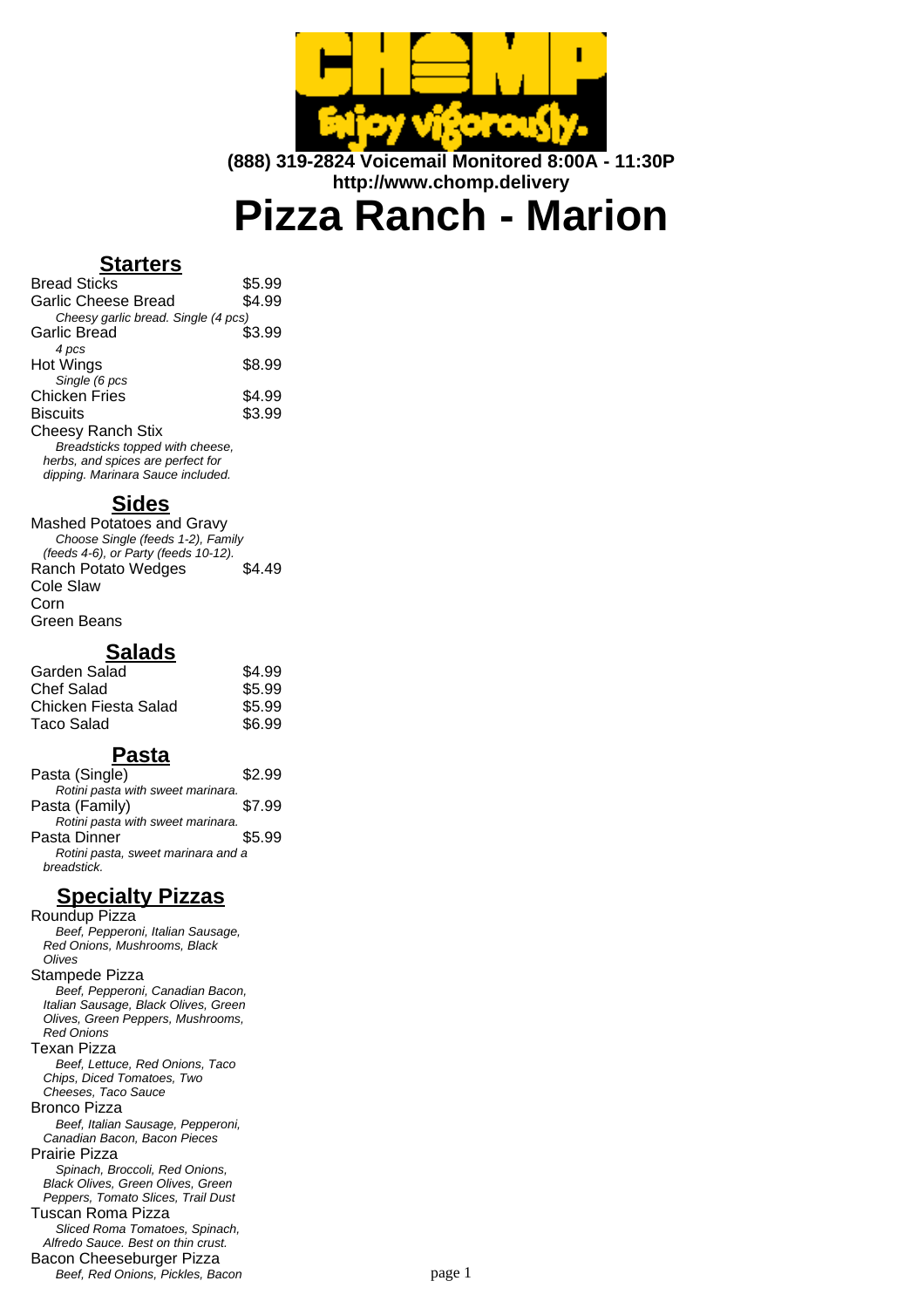**(888) 319-2824 Voicemail Monitored 8:00A - 11:30P**
**http://www.chomp.delivery**

# Pizza Ranch - Marion

## Starters

| Item | Price |
|---|---|
| Bread Sticks | $5.99 |
| Garlic Cheese Bread<br>*Cheesy garlic bread. Single (4 pcs)* | $4.99 |
| Garlic Bread<br>*4 pcs* | $3.99 |
| Hot Wings<br>*Single (6 pcs* | $8.99 |
| Chicken Fries | $4.99 |
| Biscuits | $3.99 |
| Cheesy Ranch Stix<br>*Breadsticks topped with cheese, herbs, and spices are perfect for dipping. Marinara Sauce included.* | |

## Sides

| Item | Price |
|---|---|
| Mashed Potatoes and Gravy<br>*Choose Single (feeds 1-2), Family (feeds 4-6), or Party (feeds 10-12).* | |
| Ranch Potato Wedges | $4.49 |
| Cole Slaw | |
| Corn | |
| Green Beans | |

## Salads

| Item | Price |
|---|---|
| Garden Salad | $4.99 |
| Chef Salad | $5.99 |
| Chicken Fiesta Salad | $5.99 |
| Taco Salad | $6.99 |

## Pasta

| Item | Price |
|---|---|
| Pasta (Single)<br>*Rotini pasta with sweet marinara.* | $2.99 |
| Pasta (Family)<br>*Rotini pasta with sweet marinara.* | $7.99 |
| Pasta Dinner<br>*Rotini pasta, sweet marinara and a breadstick.* | $5.99 |

## Specialty Pizzas

Roundup Pizza
*Beef, Pepperoni, Italian Sausage, Red Onions, Mushrooms, Black Olives*

Stampede Pizza
*Beef, Pepperoni, Canadian Bacon, Italian Sausage, Black Olives, Green Olives, Green Peppers, Mushrooms, Red Onions*

Texan Pizza
*Beef, Lettuce, Red Onions, Taco Chips, Diced Tomatoes, Two Cheeses, Taco Sauce*

Bronco Pizza
*Beef, Italian Sausage, Pepperoni, Canadian Bacon, Bacon Pieces*

Prairie Pizza
*Spinach, Broccoli, Red Onions, Black Olives, Green Olives, Green Peppers, Tomato Slices, Trail Dust*

Tuscan Roma Pizza
*Sliced Roma Tomatoes, Spinach, Alfredo Sauce. Best on thin crust.*

Bacon Cheeseburger Pizza
*Beef, Red Onions, Pickles, Bacon*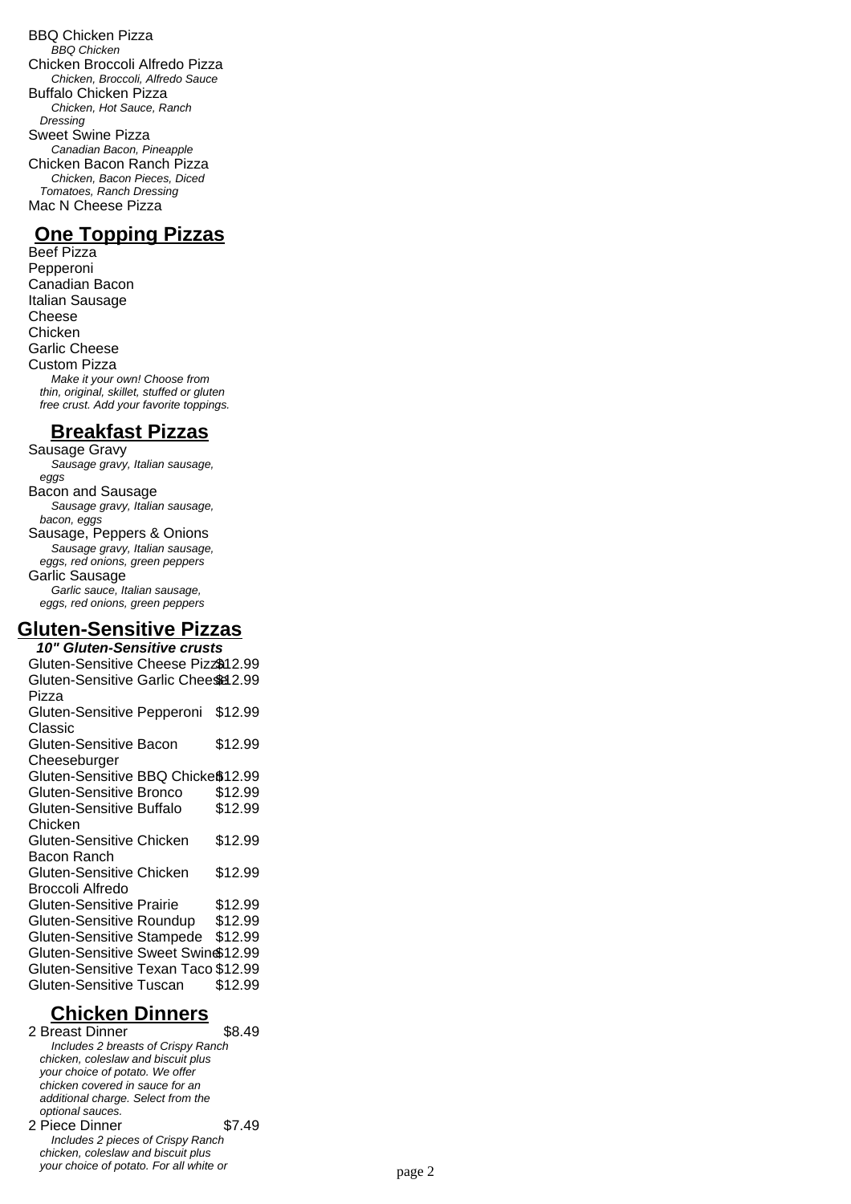BBQ Chicken Pizza

*BBQ Chicken*

Chicken Broccoli Alfredo Pizza

*Chicken, Broccoli, Alfredo Sauce*

Buffalo Chicken Pizza

*Chicken, Hot Sauce, Ranch Dressing*

Sweet Swine Pizza

*Canadian Bacon, Pineapple*

Chicken Bacon Ranch Pizza

*Chicken, Bacon Pieces, Diced Tomatoes, Ranch Dressing*

Mac N Cheese Pizza

## One Topping Pizzas

Beef Pizza

Pepperoni

Canadian Bacon

Italian Sausage

Cheese

Chicken

Garlic Cheese

Custom Pizza

*Make it your own! Choose from thin, original, skillet, stuffed or gluten free crust. Add your favorite toppings.*

## Breakfast Pizzas

Sausage Gravy

*Sausage gravy, Italian sausage, eggs*

Bacon and Sausage

*Sausage gravy, Italian sausage, bacon, eggs*

Sausage, Peppers & Onions

*Sausage gravy, Italian sausage, eggs, red onions, green peppers*

Garlic Sausage

*Garlic sauce, Italian sausage, eggs, red onions, green peppers*

## Gluten-Sensitive Pizzas

***10" Gluten-Sensitive crusts***

| Item | Price |
|---|---|
| Gluten-Sensitive Cheese Pizza | $12.99 |
| Gluten-Sensitive Garlic Cheese Pizza | $12.99 |
| Gluten-Sensitive Pepperoni Classic | $12.99 |
| Gluten-Sensitive Bacon Cheeseburger | $12.99 |
| Gluten-Sensitive BBQ Chicken | $12.99 |
| Gluten-Sensitive Bronco | $12.99 |
| Gluten-Sensitive Buffalo Chicken | $12.99 |
| Gluten-Sensitive Chicken Bacon Ranch | $12.99 |
| Gluten-Sensitive Chicken Broccoli Alfredo | $12.99 |
| Gluten-Sensitive Prairie | $12.99 |
| Gluten-Sensitive Roundup | $12.99 |
| Gluten-Sensitive Stampede | $12.99 |
| Gluten-Sensitive Sweet Swine | $12.99 |
| Gluten-Sensitive Texan Taco | $12.99 |
| Gluten-Sensitive Tuscan | $12.99 |

## Chicken Dinners

2 Breast Dinner $8.49

*Includes 2 breasts of Crispy Ranch chicken, coleslaw and biscuit plus your choice of potato. We offer chicken covered in sauce for an additional charge. Select from the optional sauces.*

2 Piece Dinner $7.49

*Includes 2 pieces of Crispy Ranch chicken, coleslaw and biscuit plus your choice of potato. For all white or*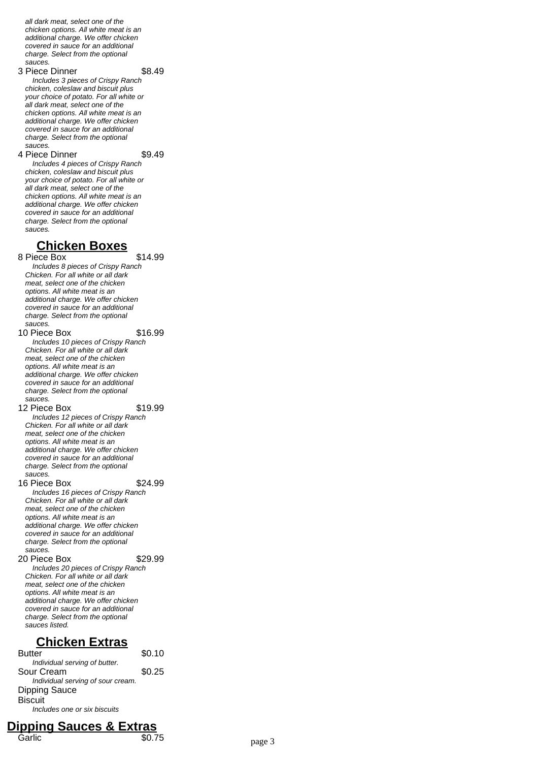*all dark meat, select one of the chicken options. All white meat is an additional charge. We offer chicken covered in sauce for an additional charge. Select from the optional sauces.*

3 Piece Dinner $8.49

*Includes 3 pieces of Crispy Ranch chicken, coleslaw and biscuit plus your choice of potato. For all white or all dark meat, select one of the chicken options. All white meat is an additional charge. We offer chicken covered in sauce for an additional charge. Select from the optional sauces.*

4 Piece Dinner $9.49

*Includes 4 pieces of Crispy Ranch chicken, coleslaw and biscuit plus your choice of potato. For all white or all dark meat, select one of the chicken options. All white meat is an additional charge. We offer chicken covered in sauce for an additional charge. Select from the optional sauces.*

## Chicken Boxes

8 Piece Box $14.99

*Includes 8 pieces of Crispy Ranch Chicken. For all white or all dark meat, select one of the chicken options. All white meat is an additional charge. We offer chicken covered in sauce for an additional charge. Select from the optional sauces.*

10 Piece Box $16.99

*Includes 10 pieces of Crispy Ranch Chicken. For all white or all dark meat, select one of the chicken options. All white meat is an additional charge. We offer chicken covered in sauce for an additional charge. Select from the optional sauces.*

12 Piece Box $19.99

*Includes 12 pieces of Crispy Ranch Chicken. For all white or all dark meat, select one of the chicken options. All white meat is an additional charge. We offer chicken covered in sauce for an additional charge. Select from the optional sauces.*

16 Piece Box $24.99

*Includes 16 pieces of Crispy Ranch Chicken. For all white or all dark meat, select one of the chicken options. All white meat is an additional charge. We offer chicken covered in sauce for an additional charge. Select from the optional sauces.*

20 Piece Box $29.99

*Includes 20 pieces of Crispy Ranch Chicken. For all white or all dark meat, select one of the chicken options. All white meat is an additional charge. We offer chicken covered in sauce for an additional charge. Select from the optional sauces listed.*

## Chicken Extras

Butter $0.10

*Individual serving of butter.*

Sour Cream $0.25

*Individual serving of sour cream.*

Dipping Sauce

Biscuit

*Includes one or six biscuits*

## Dipping Sauces & Extras

Garlic $0.75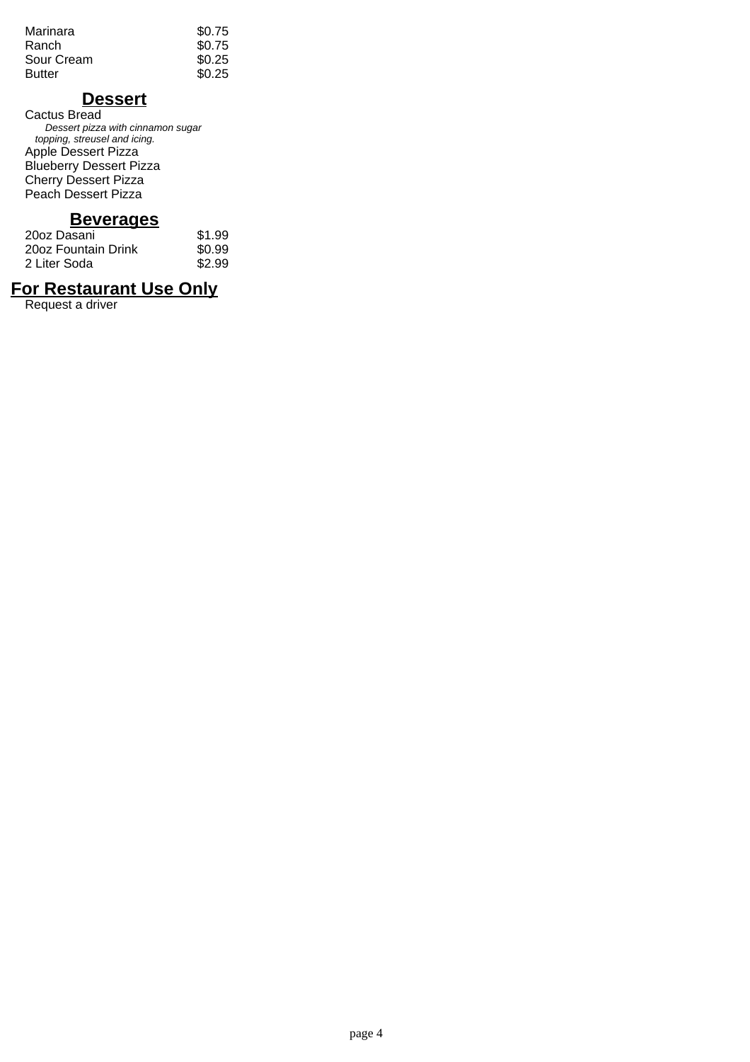| | |
|---|---|
| Marinara | $0.75 |
| Ranch | $0.75 |
| Sour Cream | $0.25 |
| Butter | $0.25 |

## Dessert

Cactus Bread

*Dessert pizza with cinnamon sugar topping, streusel and icing.*

Apple Dessert Pizza

Blueberry Dessert Pizza

Cherry Dessert Pizza

Peach Dessert Pizza

## Beverages

| | |
|---|---|
| 20oz Dasani | $1.99 |
| 20oz Fountain Drink | $0.99 |
| 2 Liter Soda | $2.99 |

## For Restaurant Use Only

Request a driver